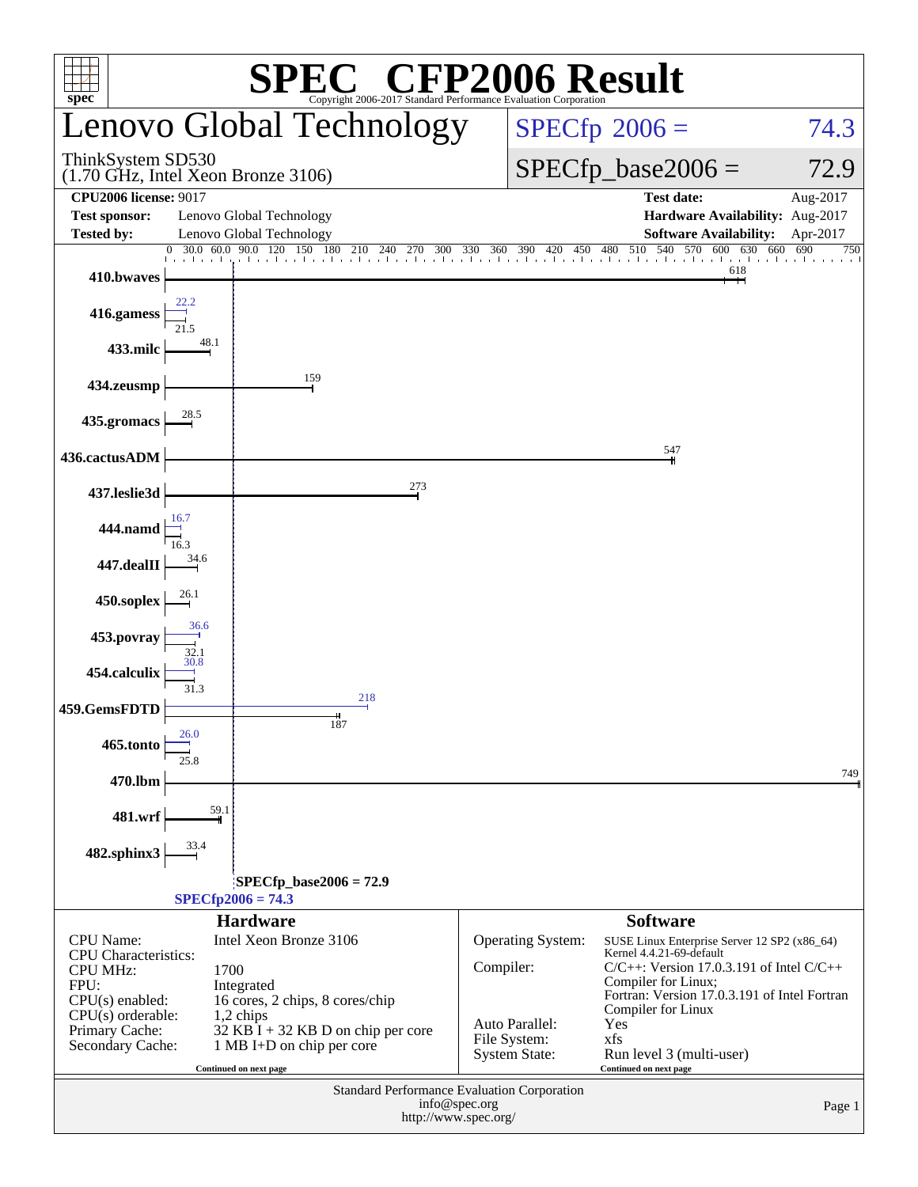# SPEC CFP2006 Result

Copyright 2006-2017 Standard Performance Evaluation Corporation

## Lenovo Global Technology

ThinkSystem SD530
(1.70 GHz, Intel Xeon Bronze 3106)

SPECfp 2006 = 74.3

SPECfp_base2006 = 72.9

| | | | |
|---|---|---|---|
| **CPU2006 license:** 9017 | | **Test date:** | Aug-2017 |
| **Test sponsor:** | Lenovo Global Technology | **Hardware Availability:** | Aug-2017 |
| **Tested by:** | Lenovo Global Technology | **Software Availability:** | Apr-2017 |

| Benchmark | Peak | Base |
|---|---|---|
| 410.bwaves | | 618 |
| 416.gamess | 22.2 | 21.5 |
| 433.milc | | 48.1 |
| 434.zeusmp | | 159 |
| 435.gromacs | | 28.5 |
| 436.cactusADM | | 547 |
| 437.leslie3d | | 273 |
| 444.namd | 16.7 | 16.3 |
| 447.dealII | | 34.6 |
| 450.soplex | | 26.1 |
| 453.povray | 36.6 | 32.1 |
| 454.calculix | 30.8 | 31.3 |
| 459.GemsFDTD | 218 | 187 |
| 465.tonto | 26.0 | 25.8 |
| 470.lbm | | 749 |
| 481.wrf | | 59.1 |
| 482.sphinx3 | | 33.4 |

SPECfp_base2006 = 72.9

SPECfp2006 = 74.3

## Hardware

| | |
|---|---|
| CPU Name: | Intel Xeon Bronze 3106 |
| CPU Characteristics: | |
| CPU MHz: | 1700 |
| FPU: | Integrated |
| CPU(s) enabled: | 16 cores, 2 chips, 8 cores/chip |
| CPU(s) orderable: | 1,2 chips |
| Primary Cache: | 32 KB I + 32 KB D on chip per core |
| Secondary Cache: | 1 MB I+D on chip per core |

Continued on next page

## Software

| | |
|---|---|
| Operating System: | SUSE Linux Enterprise Server 12 SP2 (x86_64) Kernel 4.4.21-69-default |
| Compiler: | C/C++: Version 17.0.3.191 of Intel C/C++ Compiler for Linux; Fortran: Version 17.0.3.191 of Intel Fortran Compiler for Linux |
| Auto Parallel: | Yes |
| File System: | xfs |
| System State: | Run level 3 (multi-user) |

Continued on next page

Standard Performance Evaluation Corporation
info@spec.org
http://www.spec.org/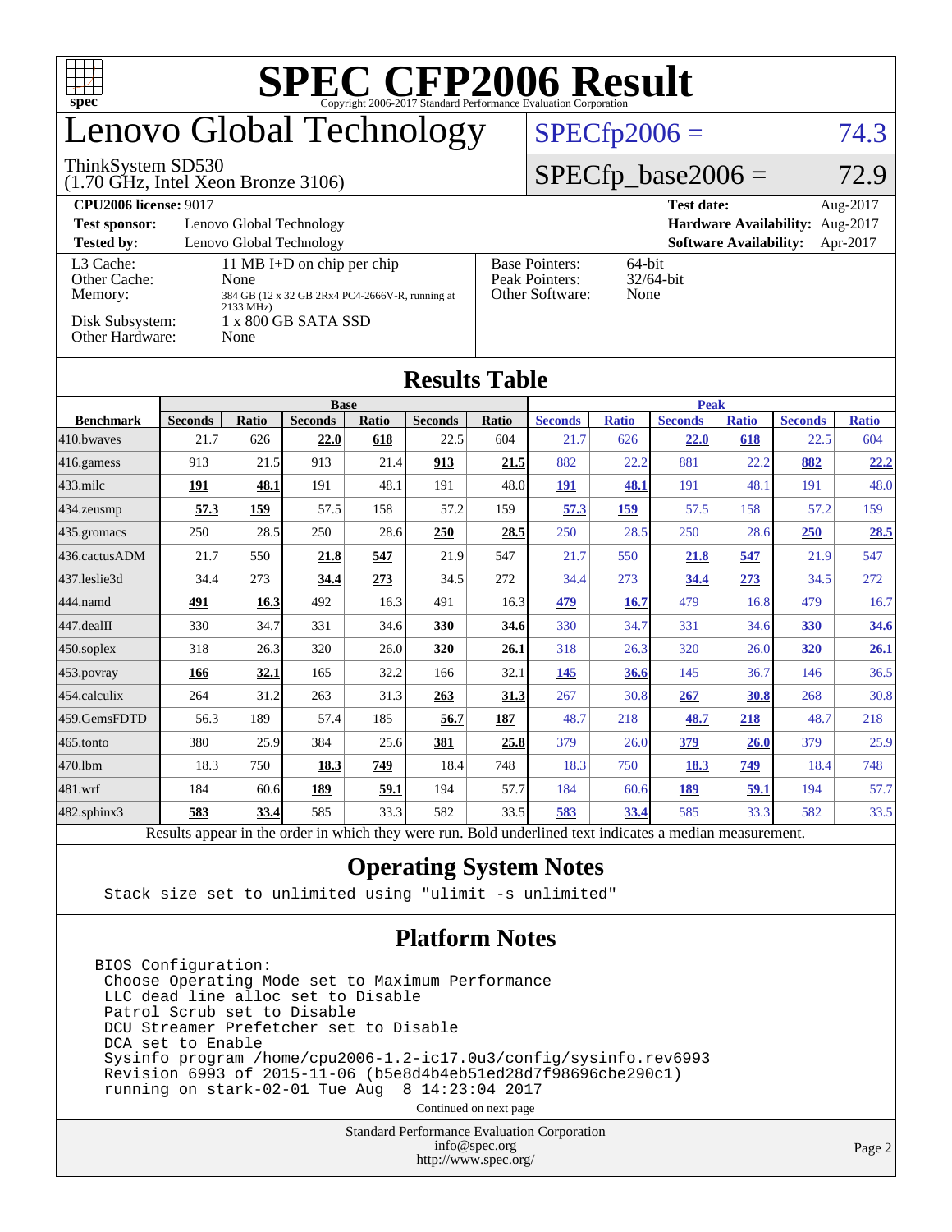# SPEC CFP2006 Result

Copyright 2006-2017 Standard Performance Evaluation Corporation

## Lenovo Global Technology

ThinkSystem SD530
(1.70 GHz, Intel Xeon Bronze 3106)

SPECfp2006 = 74.3

SPECfp_base2006 = 72.9

**CPU2006 license:** 9017
**Test sponsor:** Lenovo Global Technology
**Tested by:** Lenovo Global Technology

**Test date:** Aug-2017
**Hardware Availability:** Aug-2017
**Software Availability:** Apr-2017

| | |
|---|---|
| L3 Cache: | 11 MB I+D on chip per chip |
| Other Cache: | None |
| Memory: | 384 GB (12 x 32 GB 2Rx4 PC4-2666V-R, running at 2133 MHz) |
| Disk Subsystem: | 1 x 800 GB SATA SSD |
| Other Hardware: | None |

| | |
|---|---|
| Base Pointers: | 64-bit |
| Peak Pointers: | 32/64-bit |
| Other Software: | None |

## Results Table

| | Base | | | | | | Peak | | | | | |
|---|---|---|---|---|---|---|---|---|---|---|---|---|
| **Benchmark** | **Seconds** | **Ratio** | **Seconds** | **Ratio** | **Seconds** | **Ratio** | **Seconds** | **Ratio** | **Seconds** | **Ratio** | **Seconds** | **Ratio** |
| 410.bwaves | 21.7 | 626 | **22.0** | **618** | 22.5 | 604 | 21.7 | 626 | **22.0** | **618** | 22.5 | 604 |
| 416.gamess | 913 | 21.5 | 913 | 21.4 | **913** | **21.5** | 882 | 22.2 | 881 | 22.2 | **882** | **22.2** |
| 433.milc | **191** | **48.1** | 191 | 48.1 | 191 | 48.0 | **191** | **48.1** | 191 | 48.1 | 191 | 48.0 |
| 434.zeusmp | **57.3** | **159** | 57.5 | 158 | 57.2 | 159 | **57.3** | **159** | 57.5 | 158 | 57.2 | 159 |
| 435.gromacs | 250 | 28.5 | 250 | 28.6 | **250** | **28.5** | 250 | 28.5 | 250 | 28.6 | **250** | **28.5** |
| 436.cactusADM | 21.7 | 550 | **21.8** | **547** | 21.9 | 547 | 21.7 | 550 | **21.8** | **547** | 21.9 | 547 |
| 437.leslie3d | 34.4 | 273 | **34.4** | **273** | 34.5 | 272 | 34.4 | 273 | **34.4** | **273** | 34.5 | 272 |
| 444.namd | **491** | **16.3** | 492 | 16.3 | 491 | 16.3 | **479** | **16.7** | 479 | 16.8 | 479 | 16.7 |
| 447.dealII | 330 | 34.7 | 331 | 34.6 | **330** | **34.6** | 330 | 34.7 | 331 | 34.6 | **330** | **34.6** |
| 450.soplex | 318 | 26.3 | 320 | 26.0 | **320** | **26.1** | 318 | 26.3 | 320 | 26.0 | **320** | **26.1** |
| 453.povray | **166** | **32.1** | 165 | 32.2 | 166 | 32.1 | **145** | **36.6** | 145 | 36.7 | 146 | 36.5 |
| 454.calculix | 264 | 31.2 | 263 | 31.3 | **263** | **31.3** | 267 | 30.8 | **267** | **30.8** | 268 | 30.8 |
| 459.GemsFDTD | 56.3 | 189 | 57.4 | 185 | **56.7** | **187** | 48.7 | 218 | **48.7** | **218** | 48.7 | 218 |
| 465.tonto | 380 | 25.9 | 384 | 25.6 | **381** | **25.8** | 379 | 26.0 | **379** | **26.0** | 379 | 25.9 |
| 470.lbm | 18.3 | 750 | **18.3** | **749** | 18.4 | 748 | 18.3 | 750 | **18.3** | **749** | 18.4 | 748 |
| 481.wrf | 184 | 60.6 | **189** | **59.1** | 194 | 57.7 | 184 | 60.6 | **189** | **59.1** | 194 | 57.7 |
| 482.sphinx3 | **583** | **33.4** | 585 | 33.3 | 582 | 33.5 | **583** | **33.4** | 585 | 33.3 | 582 | 33.5 |

Results appear in the order in which they were run. Bold underlined text indicates a median measurement.

## Operating System Notes

```
Stack size set to unlimited using "ulimit -s unlimited"
```

## Platform Notes

```
BIOS Configuration:
 Choose Operating Mode set to Maximum Performance
 LLC dead line alloc set to Disable
 Patrol Scrub set to Disable
 DCU Streamer Prefetcher set to Disable
 DCA set to Enable
 Sysinfo program /home/cpu2006-1.2-ic17.0u3/config/sysinfo.rev6993
 Revision 6993 of 2015-11-06 (b5e8d4b4eb51ed28d7f98696cbe290c1)
 running on stark-02-01 Tue Aug  8 14:23:04 2017
```

Continued on next page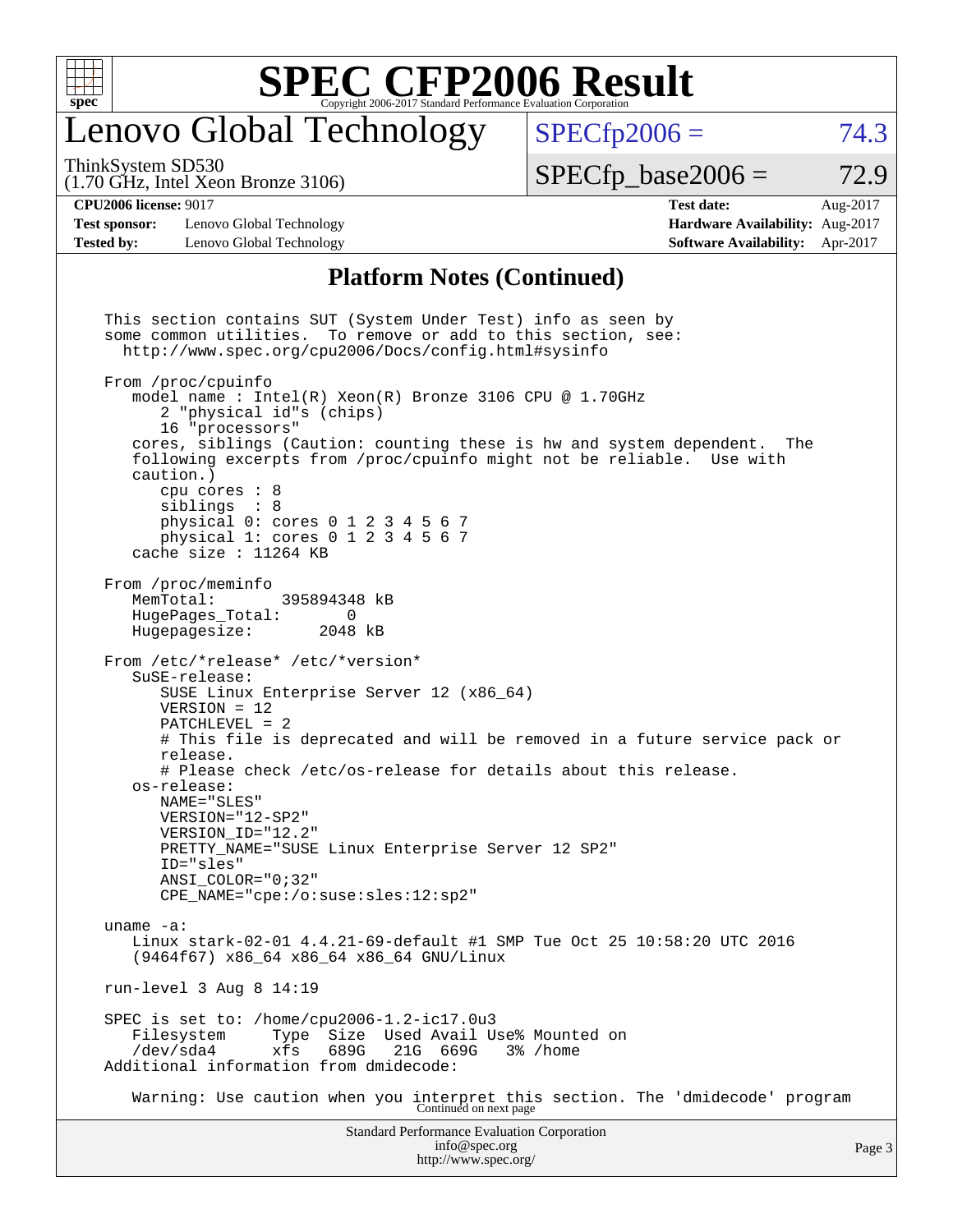# SPEC CFP2006 Result

Copyright 2006-2017 Standard Performance Evaluation Corporation

## Lenovo Global Technology

ThinkSystem SD530
(1.70 GHz, Intel Xeon Bronze 3106)

SPECfp2006 = 74.3

SPECfp_base2006 = 72.9

| | | | |
|---|---|---|---|
| **CPU2006 license:** 9017 | | **Test date:** | Aug-2017 |
| **Test sponsor:** | Lenovo Global Technology | **Hardware Availability:** | Aug-2017 |
| **Tested by:** | Lenovo Global Technology | **Software Availability:** | Apr-2017 |

### Platform Notes (Continued)

```
This section contains SUT (System Under Test) info as seen by
some common utilities.  To remove or add to this section, see:
  http://www.spec.org/cpu2006/Docs/config.html#sysinfo

From /proc/cpuinfo
   model name : Intel(R) Xeon(R) Bronze 3106 CPU @ 1.70GHz
      2 "physical id"s (chips)
      16 "processors"
   cores, siblings (Caution: counting these is hw and system dependent.  The
   following excerpts from /proc/cpuinfo might not be reliable.  Use with
   caution.)
      cpu cores : 8
      siblings  : 8
      physical 0: cores 0 1 2 3 4 5 6 7
      physical 1: cores 0 1 2 3 4 5 6 7
   cache size : 11264 KB

From /proc/meminfo
   MemTotal:       395894348 kB
   HugePages_Total:       0
   Hugepagesize:       2048 kB

From /etc/*release* /etc/*version*
   SuSE-release:
      SUSE Linux Enterprise Server 12 (x86_64)
      VERSION = 12
      PATCHLEVEL = 2
      # This file is deprecated and will be removed in a future service pack or
      release.
      # Please check /etc/os-release for details about this release.
   os-release:
      NAME="SLES"
      VERSION="12-SP2"
      VERSION_ID="12.2"
      PRETTY_NAME="SUSE Linux Enterprise Server 12 SP2"
      ID="sles"
      ANSI_COLOR="0;32"
      CPE_NAME="cpe:/o:suse:sles:12:sp2"

uname -a:
   Linux stark-02-01 4.4.21-69-default #1 SMP Tue Oct 25 10:58:20 UTC 2016
   (9464f67) x86_64 x86_64 x86_64 GNU/Linux

run-level 3 Aug 8 14:19

SPEC is set to: /home/cpu2006-1.2-ic17.0u3
   Filesystem     Type  Size  Used Avail Use% Mounted on
   /dev/sda4      xfs   689G   21G  669G   3% /home
Additional information from dmidecode:

   Warning: Use caution when you interpret this section. The 'dmidecode' program
```

Continued on next page

Standard Performance Evaluation Corporation
info@spec.org
http://www.spec.org/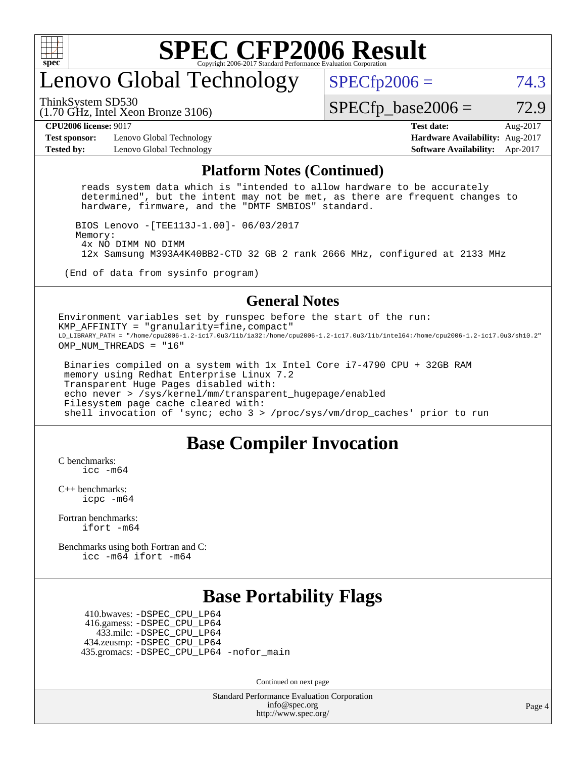# SPEC CFP2006 Result

Copyright 2006-2017 Standard Performance Evaluation Corporation

# Lenovo Global Technology

ThinkSystem SD530
(1.70 GHz, Intel Xeon Bronze 3106)

SPECfp2006 = 74.3

SPECfp_base2006 = 72.9

**CPU2006 license:** 9017
**Test sponsor:** Lenovo Global Technology
**Tested by:** Lenovo Global Technology

**Test date:** Aug-2017
**Hardware Availability:** Aug-2017
**Software Availability:** Apr-2017

## Platform Notes (Continued)

```
    reads system data which is "intended to allow hardware to be accurately
    determined", but the intent may not be met, as there are frequent changes to
    hardware, firmware, and the "DMTF SMBIOS" standard.

   BIOS Lenovo -[TEE113J-1.00]- 06/03/2017
   Memory:
    4x NO DIMM NO DIMM
    12x Samsung M393A4K40BB2-CTD 32 GB 2 rank 2666 MHz, configured at 2133 MHz

 (End of data from sysinfo program)
```

## General Notes

```
Environment variables set by runspec before the start of the run:
KMP_AFFINITY = "granularity=fine,compact"
LD_LIBRARY_PATH = "/home/cpu2006-1.2-ic17.0u3/lib/ia32:/home/cpu2006-1.2-ic17.0u3/lib/intel64:/home/cpu2006-1.2-ic17.0u3/sh10.2"
OMP_NUM_THREADS = "16"

 Binaries compiled on a system with 1x Intel Core i7-4790 CPU + 32GB RAM
 memory using Redhat Enterprise Linux 7.2
 Transparent Huge Pages disabled with:
 echo never > /sys/kernel/mm/transparent_hugepage/enabled
 Filesystem page cache cleared with:
 shell invocation of 'sync; echo 3 > /proc/sys/vm/drop_caches' prior to run
```

## Base Compiler Invocation

C benchmarks:
    icc -m64

C++ benchmarks:
    icpc -m64

Fortran benchmarks:
    ifort -m64

Benchmarks using both Fortran and C:
    icc -m64 ifort -m64

## Base Portability Flags

410.bwaves: -DSPEC_CPU_LP64
416.gamess: -DSPEC_CPU_LP64
433.milc: -DSPEC_CPU_LP64
434.zeusmp: -DSPEC_CPU_LP64
435.gromacs: -DSPEC_CPU_LP64 -nofor_main

Continued on next page

Standard Performance Evaluation Corporation
info@spec.org
http://www.spec.org/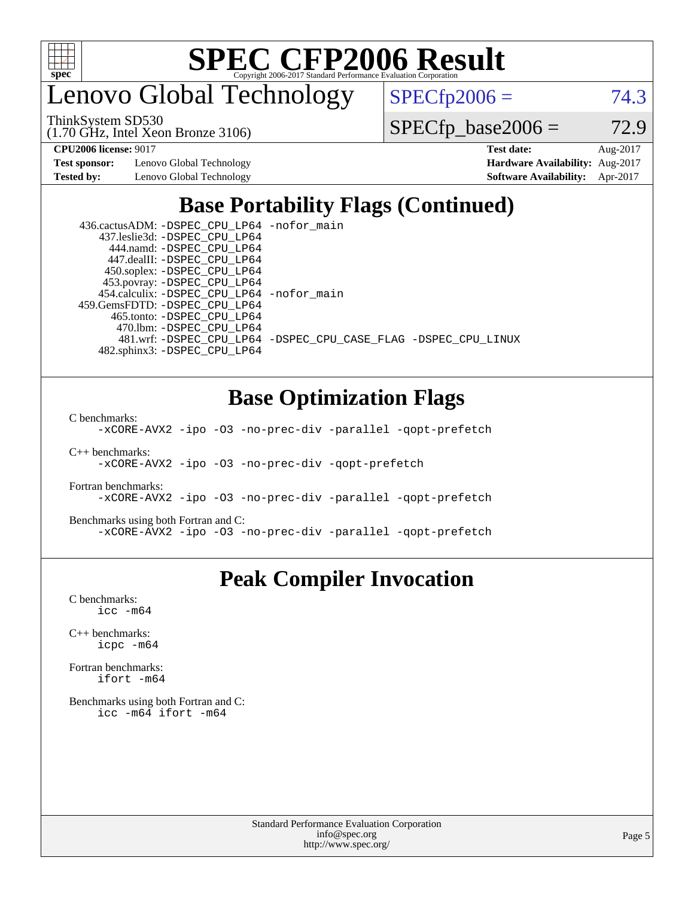# SPEC CFP2006 Result

Copyright 2006-2017 Standard Performance Evaluation Corporation

## Lenovo Global Technology

ThinkSystem SD530
(1.70 GHz, Intel Xeon Bronze 3106)

SPECfp2006 = 74.3

SPECfp_base2006 = 72.9

| **CPU2006 license:** 9017 | | **Test date:** | Aug-2017 |
|---|---|---|---|
| **Test sponsor:** | Lenovo Global Technology | **Hardware Availability:** | Aug-2017 |
| **Tested by:** | Lenovo Global Technology | **Software Availability:** | Apr-2017 |

## Base Portability Flags (Continued)

436.cactusADM: -DSPEC_CPU_LP64 -nofor_main
437.leslie3d: -DSPEC_CPU_LP64
444.namd: -DSPEC_CPU_LP64
447.dealII: -DSPEC_CPU_LP64
450.soplex: -DSPEC_CPU_LP64
453.povray: -DSPEC_CPU_LP64
454.calculix: -DSPEC_CPU_LP64 -nofor_main
459.GemsFDTD: -DSPEC_CPU_LP64
465.tonto: -DSPEC_CPU_LP64
470.lbm: -DSPEC_CPU_LP64
481.wrf: -DSPEC_CPU_LP64 -DSPEC_CPU_CASE_FLAG -DSPEC_CPU_LINUX
482.sphinx3: -DSPEC_CPU_LP64

## Base Optimization Flags

C benchmarks:
-xCORE-AVX2 -ipo -O3 -no-prec-div -parallel -qopt-prefetch

C++ benchmarks:
-xCORE-AVX2 -ipo -O3 -no-prec-div -qopt-prefetch

Fortran benchmarks:
-xCORE-AVX2 -ipo -O3 -no-prec-div -parallel -qopt-prefetch

Benchmarks using both Fortran and C:
-xCORE-AVX2 -ipo -O3 -no-prec-div -parallel -qopt-prefetch

## Peak Compiler Invocation

C benchmarks:
icc -m64

C++ benchmarks:
icpc -m64

Fortran benchmarks:
ifort -m64

Benchmarks using both Fortran and C:
icc -m64 ifort -m64

Standard Performance Evaluation Corporation
info@spec.org
http://www.spec.org/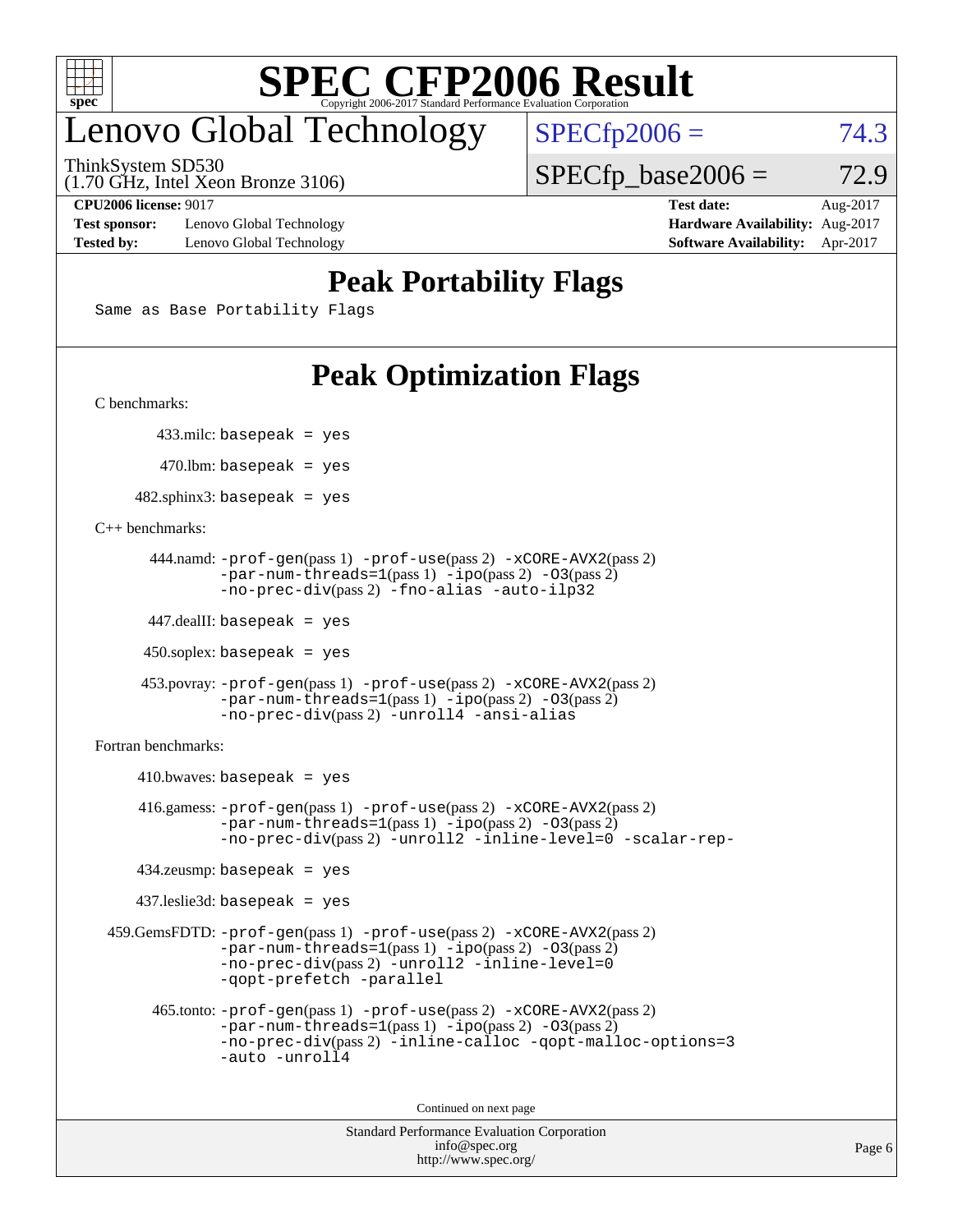# SPEC CFP2006 Result

Copyright 2006-2017 Standard Performance Evaluation Corporation

# Lenovo Global Technology

ThinkSystem SD530
(1.70 GHz, Intel Xeon Bronze 3106)

SPECfp2006 = 74.3

SPECfp_base2006 = 72.9

| | | | |
|---|---|---|---|
| **CPU2006 license:** 9017 | | **Test date:** | Aug-2017 |
| **Test sponsor:** | Lenovo Global Technology | **Hardware Availability:** | Aug-2017 |
| **Tested by:** | Lenovo Global Technology | **Software Availability:** | Apr-2017 |

## Peak Portability Flags

Same as Base Portability Flags

## Peak Optimization Flags

C benchmarks:

433.milc: basepeak = yes

470.lbm: basepeak = yes

482.sphinx3: basepeak = yes

C++ benchmarks:

444.namd: -prof-gen(pass 1) -prof-use(pass 2) -xCORE-AVX2(pass 2) -par-num-threads=1(pass 1) -ipo(pass 2) -O3(pass 2) -no-prec-div(pass 2) -fno-alias -auto-ilp32

447.dealII: basepeak = yes

450.soplex: basepeak = yes

453.povray: -prof-gen(pass 1) -prof-use(pass 2) -xCORE-AVX2(pass 2) -par-num-threads=1(pass 1) -ipo(pass 2) -O3(pass 2) -no-prec-div(pass 2) -unroll4 -ansi-alias

Fortran benchmarks:

410.bwaves: basepeak = yes

416.gamess: -prof-gen(pass 1) -prof-use(pass 2) -xCORE-AVX2(pass 2) -par-num-threads=1(pass 1) -ipo(pass 2) -O3(pass 2) -no-prec-div(pass 2) -unroll2 -inline-level=0 -scalar-rep-

434.zeusmp: basepeak = yes

437.leslie3d: basepeak = yes

459.GemsFDTD: -prof-gen(pass 1) -prof-use(pass 2) -xCORE-AVX2(pass 2) -par-num-threads=1(pass 1) -ipo(pass 2) -O3(pass 2) -no-prec-div(pass 2) -unroll2 -inline-level=0 -qopt-prefetch -parallel

465.tonto: -prof-gen(pass 1) -prof-use(pass 2) -xCORE-AVX2(pass 2) -par-num-threads=1(pass 1) -ipo(pass 2) -O3(pass 2) -no-prec-div(pass 2) -inline-calloc -qopt-malloc-options=3 -auto -unroll4

Continued on next page

Standard Performance Evaluation Corporation
info@spec.org
http://www.spec.org/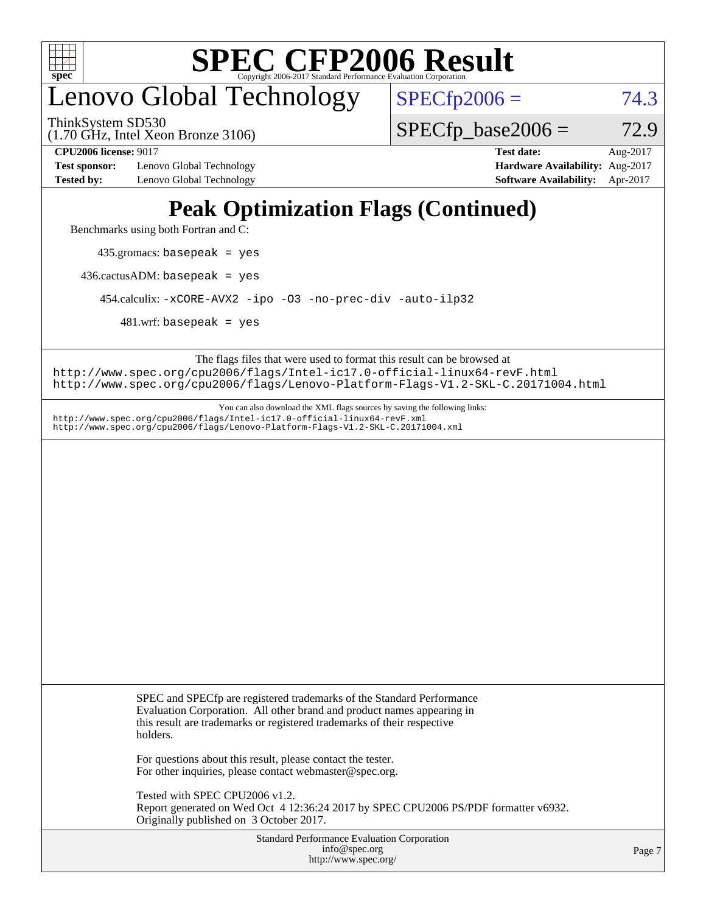# Peak Optimization Flags (Continued)

Benchmarks using both Fortran and C:

435.gromacs: `basepeak = yes`

436.cactusADM: `basepeak = yes`

454.calculix: `-xCORE-AVX2 -ipo -O3 -no-prec-div -auto-ilp32`

481.wrf: `basepeak = yes`

The flags files that were used to format this result can be browsed at
http://www.spec.org/cpu2006/flags/Intel-ic17.0-official-linux64-revF.html
http://www.spec.org/cpu2006/flags/Lenovo-Platform-Flags-V1.2-SKL-C.20171004.html

You can also download the XML flags sources by saving the following links:
http://www.spec.org/cpu2006/flags/Intel-ic17.0-official-linux64-revF.xml
http://www.spec.org/cpu2006/flags/Lenovo-Platform-Flags-V1.2-SKL-C.20171004.xml

SPEC and SPECfp are registered trademarks of the Standard Performance Evaluation Corporation. All other brand and product names appearing in this result are trademarks or registered trademarks of their respective holders.

For questions about this result, please contact the tester.
For other inquiries, please contact webmaster@spec.org.

Tested with SPEC CPU2006 v1.2.
Report generated on Wed Oct 4 12:36:24 2017 by SPEC CPU2006 PS/PDF formatter v6932.
Originally published on 3 October 2017.